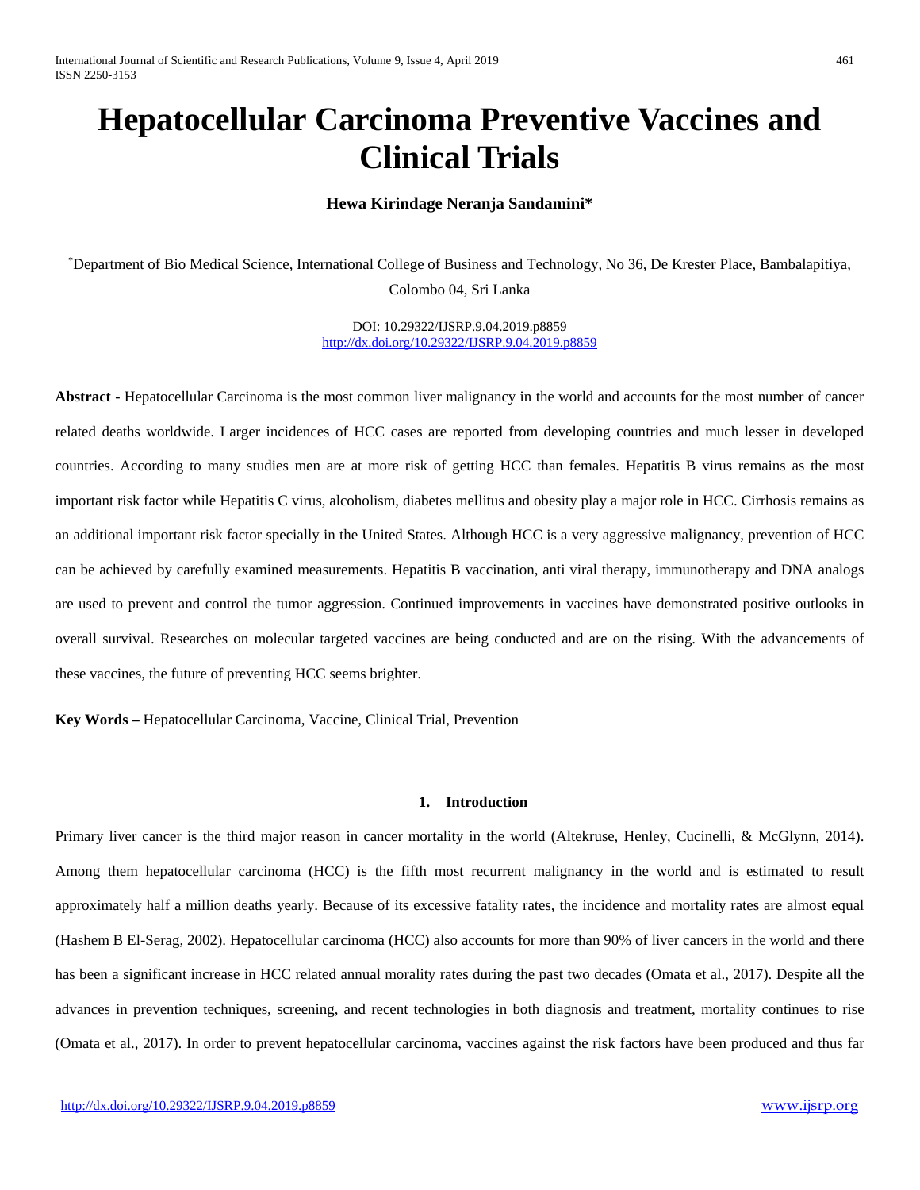# Hepatocellular Carcinoma Preventive Vaccines and Clinical Trials

**Hewa Kirindage Neranja Sandamini***

*Department of Bio Medical Science, International College of Business and Technology, No 36, De Krester Place, Bambalapitiya, Colombo 04, Sri Lanka

DOI: 10.29322/IJSRP.9.04.2019.p8859
http://dx.doi.org/10.29322/IJSRP.9.04.2019.p8859

**Abstract -** Hepatocellular Carcinoma is the most common liver malignancy in the world and accounts for the most number of cancer related deaths worldwide. Larger incidences of HCC cases are reported from developing countries and much lesser in developed countries. According to many studies men are at more risk of getting HCC than females. Hepatitis B virus remains as the most important risk factor while Hepatitis C virus, alcoholism, diabetes mellitus and obesity play a major role in HCC. Cirrhosis remains as an additional important risk factor specially in the United States. Although HCC is a very aggressive malignancy, prevention of HCC can be achieved by carefully examined measurements. Hepatitis B vaccination, anti viral therapy, immunotherapy and DNA analogs are used to prevent and control the tumor aggression. Continued improvements in vaccines have demonstrated positive outlooks in overall survival. Researches on molecular targeted vaccines are being conducted and are on the rising. With the advancements of these vaccines, the future of preventing HCC seems brighter.

**Key Words –** Hepatocellular Carcinoma, Vaccine, Clinical Trial, Prevention

## 1. Introduction

Primary liver cancer is the third major reason in cancer mortality in the world (Altekruse, Henley, Cucinelli, & McGlynn, 2014). Among them hepatocellular carcinoma (HCC) is the fifth most recurrent malignancy in the world and is estimated to result approximately half a million deaths yearly. Because of its excessive fatality rates, the incidence and mortality rates are almost equal (Hashem B El-Serag, 2002). Hepatocellular carcinoma (HCC) also accounts for more than 90% of liver cancers in the world and there has been a significant increase in HCC related annual morality rates during the past two decades (Omata et al., 2017). Despite all the advances in prevention techniques, screening, and recent technologies in both diagnosis and treatment, mortality continues to rise (Omata et al., 2017). In order to prevent hepatocellular carcinoma, vaccines against the risk factors have been produced and thus far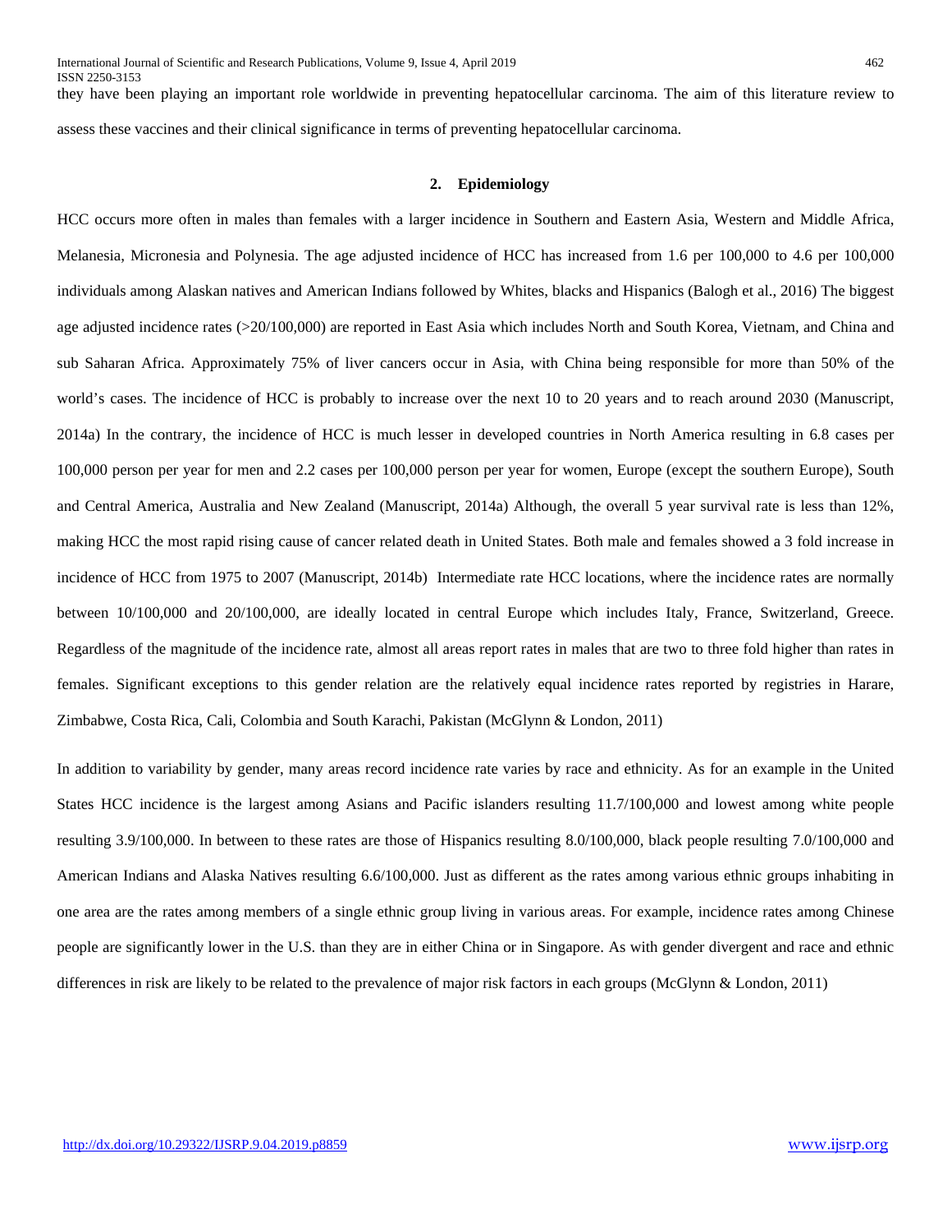they have been playing an important role worldwide in preventing hepatocellular carcinoma. The aim of this literature review to assess these vaccines and their clinical significance in terms of preventing hepatocellular carcinoma.

## 2. Epidemiology

HCC occurs more often in males than females with a larger incidence in Southern and Eastern Asia, Western and Middle Africa, Melanesia, Micronesia and Polynesia. The age adjusted incidence of HCC has increased from 1.6 per 100,000 to 4.6 per 100,000 individuals among Alaskan natives and American Indians followed by Whites, blacks and Hispanics (Balogh et al., 2016) The biggest age adjusted incidence rates (>20/100,000) are reported in East Asia which includes North and South Korea, Vietnam, and China and sub Saharan Africa. Approximately 75% of liver cancers occur in Asia, with China being responsible for more than 50% of the world's cases. The incidence of HCC is probably to increase over the next 10 to 20 years and to reach around 2030 (Manuscript, 2014a) In the contrary, the incidence of HCC is much lesser in developed countries in North America resulting in 6.8 cases per 100,000 person per year for men and 2.2 cases per 100,000 person per year for women, Europe (except the southern Europe), South and Central America, Australia and New Zealand (Manuscript, 2014a) Although, the overall 5 year survival rate is less than 12%, making HCC the most rapid rising cause of cancer related death in United States. Both male and females showed a 3 fold increase in incidence of HCC from 1975 to 2007 (Manuscript, 2014b) Intermediate rate HCC locations, where the incidence rates are normally between 10/100,000 and 20/100,000, are ideally located in central Europe which includes Italy, France, Switzerland, Greece. Regardless of the magnitude of the incidence rate, almost all areas report rates in males that are two to three fold higher than rates in females. Significant exceptions to this gender relation are the relatively equal incidence rates reported by registries in Harare, Zimbabwe, Costa Rica, Cali, Colombia and South Karachi, Pakistan (McGlynn & London, 2011)

In addition to variability by gender, many areas record incidence rate varies by race and ethnicity. As for an example in the United States HCC incidence is the largest among Asians and Pacific islanders resulting 11.7/100,000 and lowest among white people resulting 3.9/100,000. In between to these rates are those of Hispanics resulting 8.0/100,000, black people resulting 7.0/100,000 and American Indians and Alaska Natives resulting 6.6/100,000. Just as different as the rates among various ethnic groups inhabiting in one area are the rates among members of a single ethnic group living in various areas. For example, incidence rates among Chinese people are significantly lower in the U.S. than they are in either China or in Singapore. As with gender divergent and race and ethnic differences in risk are likely to be related to the prevalence of major risk factors in each groups (McGlynn & London, 2011)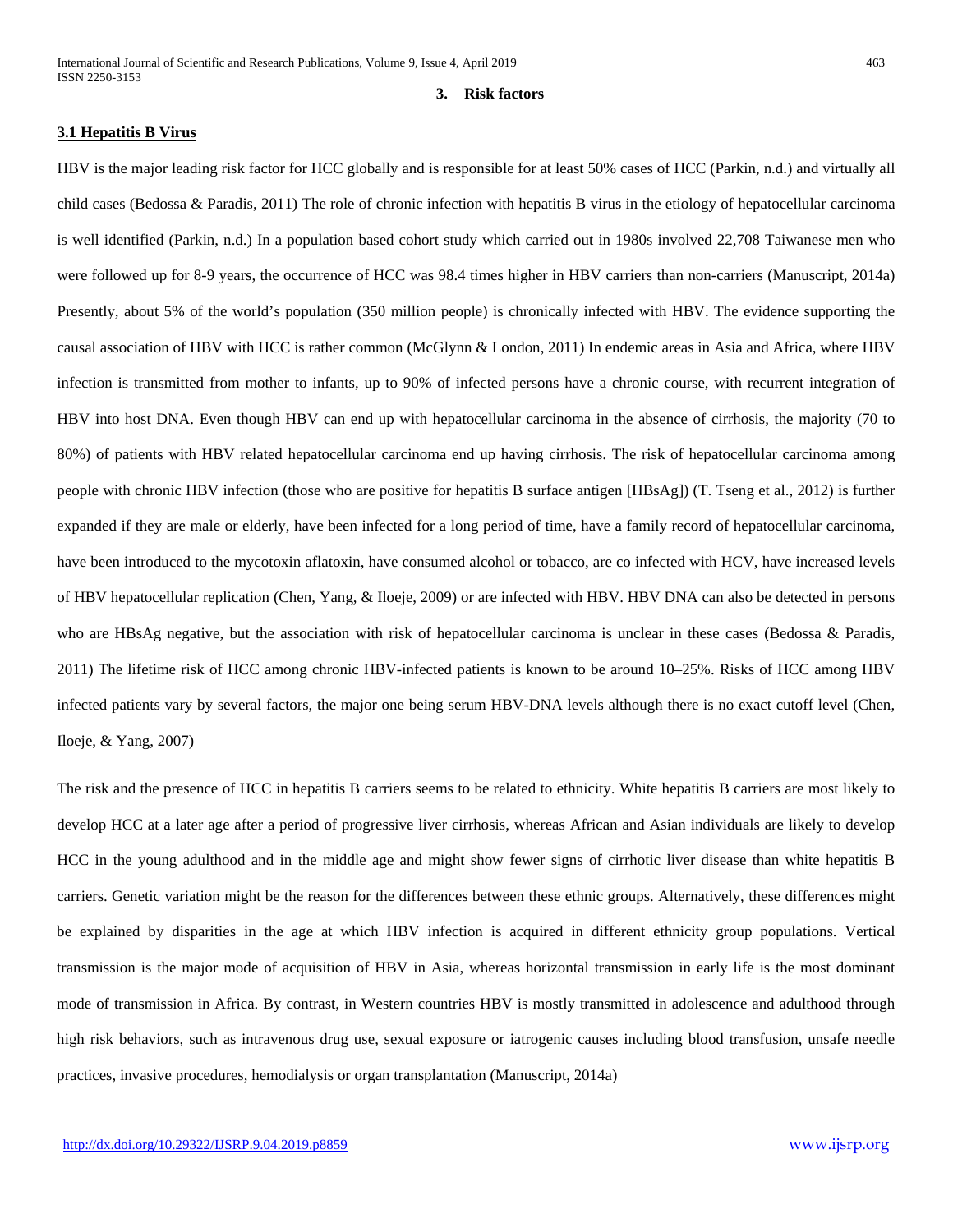## 3. Risk factors

### 3.1 Hepatitis B Virus

HBV is the major leading risk factor for HCC globally and is responsible for at least 50% cases of HCC (Parkin, n.d.) and virtually all child cases (Bedossa & Paradis, 2011) The role of chronic infection with hepatitis B virus in the etiology of hepatocellular carcinoma is well identified (Parkin, n.d.) In a population based cohort study which carried out in 1980s involved 22,708 Taiwanese men who were followed up for 8-9 years, the occurrence of HCC was 98.4 times higher in HBV carriers than non-carriers (Manuscript, 2014a) Presently, about 5% of the world's population (350 million people) is chronically infected with HBV. The evidence supporting the causal association of HBV with HCC is rather common (McGlynn & London, 2011) In endemic areas in Asia and Africa, where HBV infection is transmitted from mother to infants, up to 90% of infected persons have a chronic course, with recurrent integration of HBV into host DNA. Even though HBV can end up with hepatocellular carcinoma in the absence of cirrhosis, the majority (70 to 80%) of patients with HBV related hepatocellular carcinoma end up having cirrhosis. The risk of hepatocellular carcinoma among people with chronic HBV infection (those who are positive for hepatitis B surface antigen [HBsAg]) (T. Tseng et al., 2012) is further expanded if they are male or elderly, have been infected for a long period of time, have a family record of hepatocellular carcinoma, have been introduced to the mycotoxin aflatoxin, have consumed alcohol or tobacco, are co infected with HCV, have increased levels of HBV hepatocellular replication (Chen, Yang, & Iloeje, 2009) or are infected with HBV. HBV DNA can also be detected in persons who are HBsAg negative, but the association with risk of hepatocellular carcinoma is unclear in these cases (Bedossa & Paradis, 2011) The lifetime risk of HCC among chronic HBV-infected patients is known to be around 10–25%. Risks of HCC among HBV infected patients vary by several factors, the major one being serum HBV-DNA levels although there is no exact cutoff level (Chen, Iloeje, & Yang, 2007)

The risk and the presence of HCC in hepatitis B carriers seems to be related to ethnicity. White hepatitis B carriers are most likely to develop HCC at a later age after a period of progressive liver cirrhosis, whereas African and Asian individuals are likely to develop HCC in the young adulthood and in the middle age and might show fewer signs of cirrhotic liver disease than white hepatitis B carriers. Genetic variation might be the reason for the differences between these ethnic groups. Alternatively, these differences might be explained by disparities in the age at which HBV infection is acquired in different ethnicity group populations. Vertical transmission is the major mode of acquisition of HBV in Asia, whereas horizontal transmission in early life is the most dominant mode of transmission in Africa. By contrast, in Western countries HBV is mostly transmitted in adolescence and adulthood through high risk behaviors, such as intravenous drug use, sexual exposure or iatrogenic causes including blood transfusion, unsafe needle practices, invasive procedures, hemodialysis or organ transplantation (Manuscript, 2014a)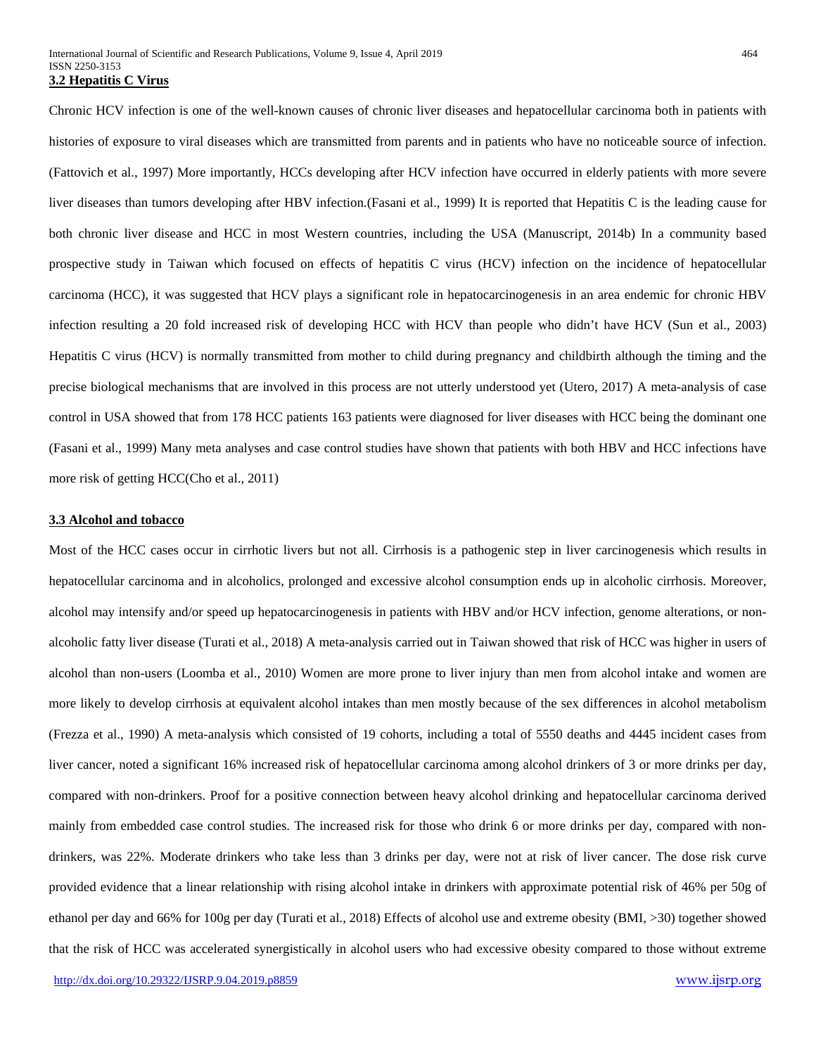### 3.2 Hepatitis C Virus

Chronic HCV infection is one of the well-known causes of chronic liver diseases and hepatocellular carcinoma both in patients with histories of exposure to viral diseases which are transmitted from parents and in patients who have no noticeable source of infection. (Fattovich et al., 1997) More importantly, HCCs developing after HCV infection have occurred in elderly patients with more severe liver diseases than tumors developing after HBV infection.(Fasani et al., 1999) It is reported that Hepatitis C is the leading cause for both chronic liver disease and HCC in most Western countries, including the USA (Manuscript, 2014b) In a community based prospective study in Taiwan which focused on effects of hepatitis C virus (HCV) infection on the incidence of hepatocellular carcinoma (HCC), it was suggested that HCV plays a significant role in hepatocarcinogenesis in an area endemic for chronic HBV infection resulting a 20 fold increased risk of developing HCC with HCV than people who didn't have HCV (Sun et al., 2003) Hepatitis C virus (HCV) is normally transmitted from mother to child during pregnancy and childbirth although the timing and the precise biological mechanisms that are involved in this process are not utterly understood yet (Utero, 2017) A meta-analysis of case control in USA showed that from 178 HCC patients 163 patients were diagnosed for liver diseases with HCC being the dominant one (Fasani et al., 1999) Many meta analyses and case control studies have shown that patients with both HBV and HCC infections have more risk of getting HCC(Cho et al., 2011)

### 3.3 Alcohol and tobacco

Most of the HCC cases occur in cirrhotic livers but not all. Cirrhosis is a pathogenic step in liver carcinogenesis which results in hepatocellular carcinoma and in alcoholics, prolonged and excessive alcohol consumption ends up in alcoholic cirrhosis. Moreover, alcohol may intensify and/or speed up hepatocarcinogenesis in patients with HBV and/or HCV infection, genome alterations, or non-alcoholic fatty liver disease (Turati et al., 2018) A meta-analysis carried out in Taiwan showed that risk of HCC was higher in users of alcohol than non-users (Loomba et al., 2010) Women are more prone to liver injury than men from alcohol intake and women are more likely to develop cirrhosis at equivalent alcohol intakes than men mostly because of the sex differences in alcohol metabolism (Frezza et al., 1990) A meta-analysis which consisted of 19 cohorts, including a total of 5550 deaths and 4445 incident cases from liver cancer, noted a significant 16% increased risk of hepatocellular carcinoma among alcohol drinkers of 3 or more drinks per day, compared with non-drinkers. Proof for a positive connection between heavy alcohol drinking and hepatocellular carcinoma derived mainly from embedded case control studies. The increased risk for those who drink 6 or more drinks per day, compared with non-drinkers, was 22%. Moderate drinkers who take less than 3 drinks per day, were not at risk of liver cancer. The dose risk curve provided evidence that a linear relationship with rising alcohol intake in drinkers with approximate potential risk of 46% per 50g of ethanol per day and 66% for 100g per day (Turati et al., 2018) Effects of alcohol use and extreme obesity (BMI, >30) together showed that the risk of HCC was accelerated synergistically in alcohol users who had excessive obesity compared to those without extreme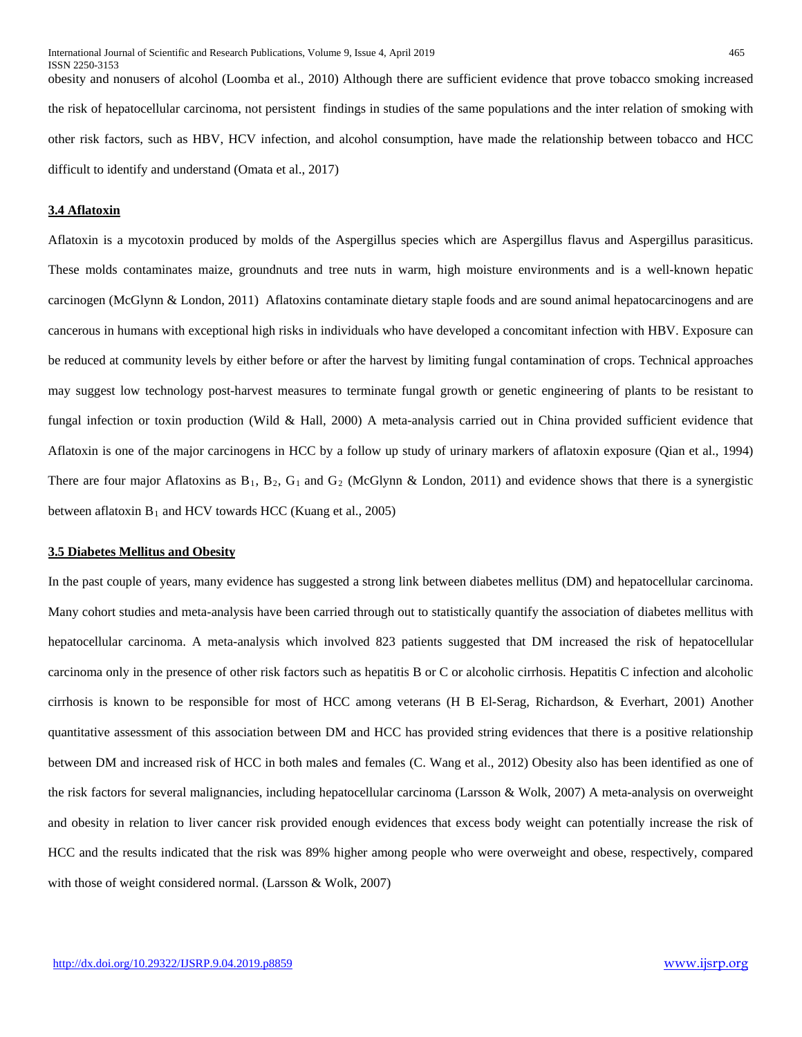obesity and nonusers of alcohol (Loomba et al., 2010) Although there are sufficient evidence that prove tobacco smoking increased the risk of hepatocellular carcinoma, not persistent findings in studies of the same populations and the inter relation of smoking with other risk factors, such as HBV, HCV infection, and alcohol consumption, have made the relationship between tobacco and HCC difficult to identify and understand (Omata et al., 2017)

### 3.4 Aflatoxin

Aflatoxin is a mycotoxin produced by molds of the Aspergillus species which are Aspergillus flavus and Aspergillus parasiticus. These molds contaminates maize, groundnuts and tree nuts in warm, high moisture environments and is a well-known hepatic carcinogen (McGlynn & London, 2011) Aflatoxins contaminate dietary staple foods and are sound animal hepatocarcinogens and are cancerous in humans with exceptional high risks in individuals who have developed a concomitant infection with HBV. Exposure can be reduced at community levels by either before or after the harvest by limiting fungal contamination of crops. Technical approaches may suggest low technology post-harvest measures to terminate fungal growth or genetic engineering of plants to be resistant to fungal infection or toxin production (Wild & Hall, 2000) A meta-analysis carried out in China provided sufficient evidence that Aflatoxin is one of the major carcinogens in HCC by a follow up study of urinary markers of aflatoxin exposure (Qian et al., 1994) There are four major Aflatoxins as $B_1$, $B_2$, $G_1$ and $G_2$ (McGlynn & London, 2011) and evidence shows that there is a synergistic between aflatoxin $B_1$ and HCV towards HCC (Kuang et al., 2005)

### 3.5 Diabetes Mellitus and Obesity

In the past couple of years, many evidence has suggested a strong link between diabetes mellitus (DM) and hepatocellular carcinoma. Many cohort studies and meta-analysis have been carried through out to statistically quantify the association of diabetes mellitus with hepatocellular carcinoma. A meta-analysis which involved 823 patients suggested that DM increased the risk of hepatocellular carcinoma only in the presence of other risk factors such as hepatitis B or C or alcoholic cirrhosis. Hepatitis C infection and alcoholic cirrhosis is known to be responsible for most of HCC among veterans (H B El-Serag, Richardson, & Everhart, 2001) Another quantitative assessment of this association between DM and HCC has provided string evidences that there is a positive relationship between DM and increased risk of HCC in both males and females (C. Wang et al., 2012) Obesity also has been identified as one of the risk factors for several malignancies, including hepatocellular carcinoma (Larsson & Wolk, 2007) A meta-analysis on overweight and obesity in relation to liver cancer risk provided enough evidences that excess body weight can potentially increase the risk of HCC and the results indicated that the risk was 89% higher among people who were overweight and obese, respectively, compared with those of weight considered normal. (Larsson & Wolk, 2007)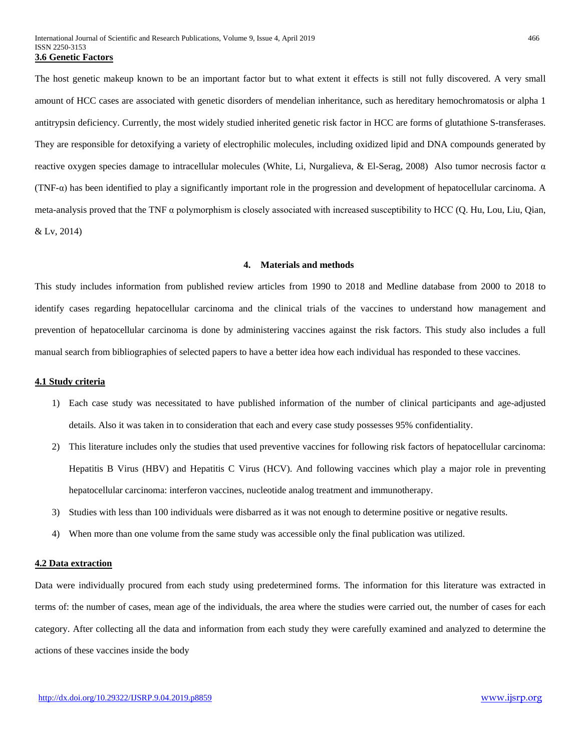### 3.6 Genetic Factors

The host genetic makeup known to be an important factor but to what extent it effects is still not fully discovered. A very small amount of HCC cases are associated with genetic disorders of mendelian inheritance, such as hereditary hemochromatosis or alpha 1 antitrypsin deficiency. Currently, the most widely studied inherited genetic risk factor in HCC are forms of glutathione S-transferases. They are responsible for detoxifying a variety of electrophilic molecules, including oxidized lipid and DNA compounds generated by reactive oxygen species damage to intracellular molecules (White, Li, Nurgalieva, & El-Serag, 2008) Also tumor necrosis factor α (TNF-α) has been identified to play a significantly important role in the progression and development of hepatocellular carcinoma. A meta-analysis proved that the TNF α polymorphism is closely associated with increased susceptibility to HCC (Q. Hu, Lou, Liu, Qian, & Lv, 2014)

## 4. Materials and methods

This study includes information from published review articles from 1990 to 2018 and Medline database from 2000 to 2018 to identify cases regarding hepatocellular carcinoma and the clinical trials of the vaccines to understand how management and prevention of hepatocellular carcinoma is done by administering vaccines against the risk factors. This study also includes a full manual search from bibliographies of selected papers to have a better idea how each individual has responded to these vaccines.

### 4.1 Study criteria

1) Each case study was necessitated to have published information of the number of clinical participants and age-adjusted details. Also it was taken in to consideration that each and every case study possesses 95% confidentiality.
2) This literature includes only the studies that used preventive vaccines for following risk factors of hepatocellular carcinoma: Hepatitis B Virus (HBV) and Hepatitis C Virus (HCV). And following vaccines which play a major role in preventing hepatocellular carcinoma: interferon vaccines, nucleotide analog treatment and immunotherapy.
3) Studies with less than 100 individuals were disbarred as it was not enough to determine positive or negative results.
4) When more than one volume from the same study was accessible only the final publication was utilized.

### 4.2 Data extraction

Data were individually procured from each study using predetermined forms. The information for this literature was extracted in terms of: the number of cases, mean age of the individuals, the area where the studies were carried out, the number of cases for each category. After collecting all the data and information from each study they were carefully examined and analyzed to determine the actions of these vaccines inside the body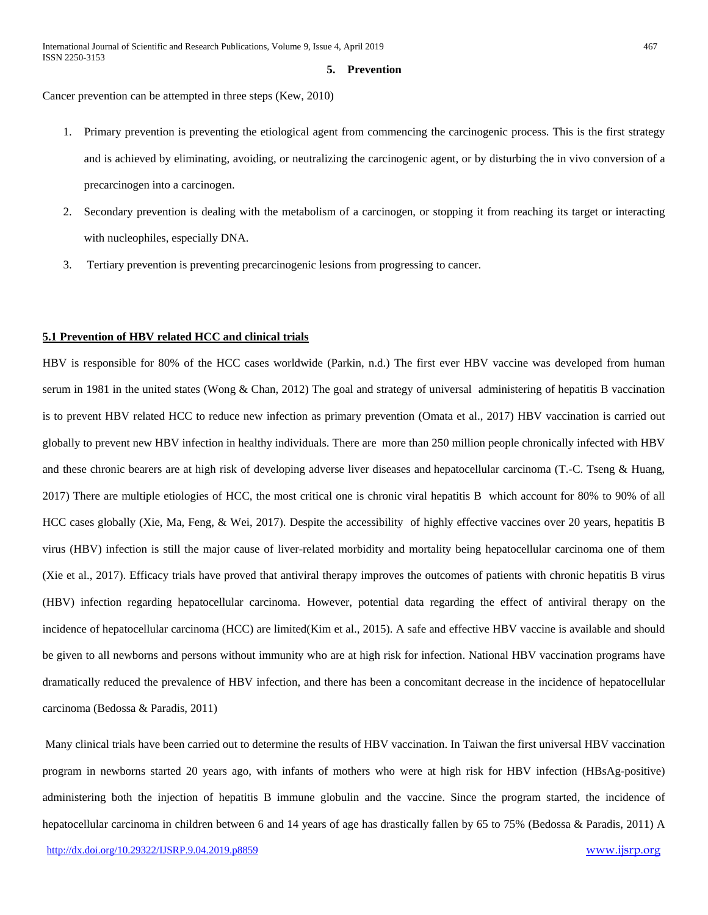## 5. Prevention

Cancer prevention can be attempted in three steps (Kew, 2010)

1. Primary prevention is preventing the etiological agent from commencing the carcinogenic process. This is the first strategy and is achieved by eliminating, avoiding, or neutralizing the carcinogenic agent, or by disturbing the in vivo conversion of a precarcinogen into a carcinogen.
2. Secondary prevention is dealing with the metabolism of a carcinogen, or stopping it from reaching its target or interacting with nucleophiles, especially DNA.
3. Tertiary prevention is preventing precarcinogenic lesions from progressing to cancer.

### 5.1 Prevention of HBV related HCC and clinical trials

HBV is responsible for 80% of the HCC cases worldwide (Parkin, n.d.) The first ever HBV vaccine was developed from human serum in 1981 in the united states (Wong & Chan, 2012) The goal and strategy of universal administering of hepatitis B vaccination is to prevent HBV related HCC to reduce new infection as primary prevention (Omata et al., 2017) HBV vaccination is carried out globally to prevent new HBV infection in healthy individuals. There are more than 250 million people chronically infected with HBV and these chronic bearers are at high risk of developing adverse liver diseases and hepatocellular carcinoma (T.-C. Tseng & Huang, 2017) There are multiple etiologies of HCC, the most critical one is chronic viral hepatitis B which account for 80% to 90% of all HCC cases globally (Xie, Ma, Feng, & Wei, 2017). Despite the accessibility of highly effective vaccines over 20 years, hepatitis B virus (HBV) infection is still the major cause of liver-related morbidity and mortality being hepatocellular carcinoma one of them (Xie et al., 2017). Efficacy trials have proved that antiviral therapy improves the outcomes of patients with chronic hepatitis B virus (HBV) infection regarding hepatocellular carcinoma. However, potential data regarding the effect of antiviral therapy on the incidence of hepatocellular carcinoma (HCC) are limited(Kim et al., 2015). A safe and effective HBV vaccine is available and should be given to all newborns and persons without immunity who are at high risk for infection. National HBV vaccination programs have dramatically reduced the prevalence of HBV infection, and there has been a concomitant decrease in the incidence of hepatocellular carcinoma (Bedossa & Paradis, 2011)

Many clinical trials have been carried out to determine the results of HBV vaccination. In Taiwan the first universal HBV vaccination program in newborns started 20 years ago, with infants of mothers who were at high risk for HBV infection (HBsAg-positive) administering both the injection of hepatitis B immune globulin and the vaccine. Since the program started, the incidence of hepatocellular carcinoma in children between 6 and 14 years of age has drastically fallen by 65 to 75% (Bedossa & Paradis, 2011) A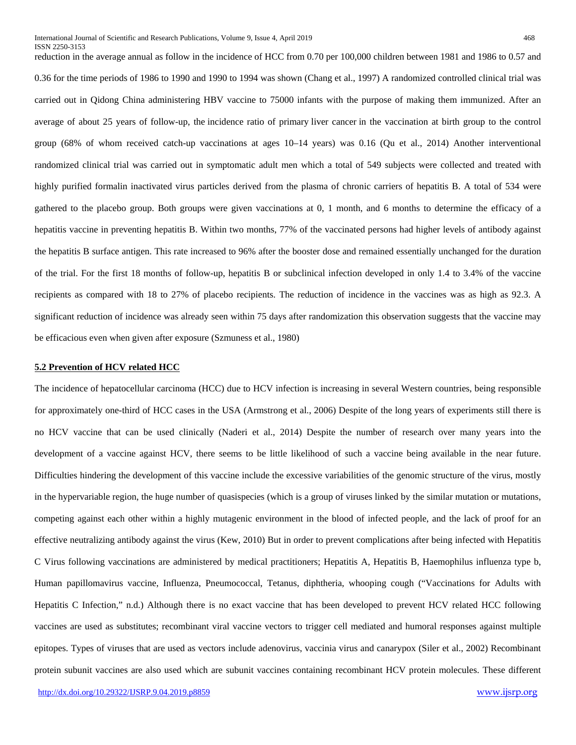reduction in the average annual as follow in the incidence of HCC from 0.70 per 100,000 children between 1981 and 1986 to 0.57 and 0.36 for the time periods of 1986 to 1990 and 1990 to 1994 was shown (Chang et al., 1997) A randomized controlled clinical trial was carried out in Qidong China administering HBV vaccine to 75000 infants with the purpose of making them immunized. After an average of about 25 years of follow-up, the incidence ratio of primary liver cancer in the vaccination at birth group to the control group (68% of whom received catch-up vaccinations at ages 10–14 years) was 0.16 (Qu et al., 2014) Another interventional randomized clinical trial was carried out in symptomatic adult men which a total of 549 subjects were collected and treated with highly purified formalin inactivated virus particles derived from the plasma of chronic carriers of hepatitis B. A total of 534 were gathered to the placebo group. Both groups were given vaccinations at 0, 1 month, and 6 months to determine the efficacy of a hepatitis vaccine in preventing hepatitis B. Within two months, 77% of the vaccinated persons had higher levels of antibody against the hepatitis B surface antigen. This rate increased to 96% after the booster dose and remained essentially unchanged for the duration of the trial. For the first 18 months of follow-up, hepatitis B or subclinical infection developed in only 1.4 to 3.4% of the vaccine recipients as compared with 18 to 27% of placebo recipients. The reduction of incidence in the vaccines was as high as 92.3. A significant reduction of incidence was already seen within 75 days after randomization this observation suggests that the vaccine may be efficacious even when given after exposure (Szmuness et al., 1980)

### 5.2 Prevention of HCV related HCC

The incidence of hepatocellular carcinoma (HCC) due to HCV infection is increasing in several Western countries, being responsible for approximately one-third of HCC cases in the USA (Armstrong et al., 2006) Despite of the long years of experiments still there is no HCV vaccine that can be used clinically (Naderi et al., 2014) Despite the number of research over many years into the development of a vaccine against HCV, there seems to be little likelihood of such a vaccine being available in the near future. Difficulties hindering the development of this vaccine include the excessive variabilities of the genomic structure of the virus, mostly in the hypervariable region, the huge number of quasispecies (which is a group of viruses linked by the similar mutation or mutations, competing against each other within a highly mutagenic environment in the blood of infected people, and the lack of proof for an effective neutralizing antibody against the virus (Kew, 2010) But in order to prevent complications after being infected with Hepatitis C Virus following vaccinations are administered by medical practitioners; Hepatitis A, Hepatitis B, Haemophilus influenza type b, Human papillomavirus vaccine, Influenza, Pneumococcal, Tetanus, diphtheria, whooping cough ("Vaccinations for Adults with Hepatitis C Infection," n.d.) Although there is no exact vaccine that has been developed to prevent HCV related HCC following vaccines are used as substitutes; recombinant viral vaccine vectors to trigger cell mediated and humoral responses against multiple epitopes. Types of viruses that are used as vectors include adenovirus, vaccinia virus and canarypox (Siler et al., 2002) Recombinant protein subunit vaccines are also used which are subunit vaccines containing recombinant HCV protein molecules. These different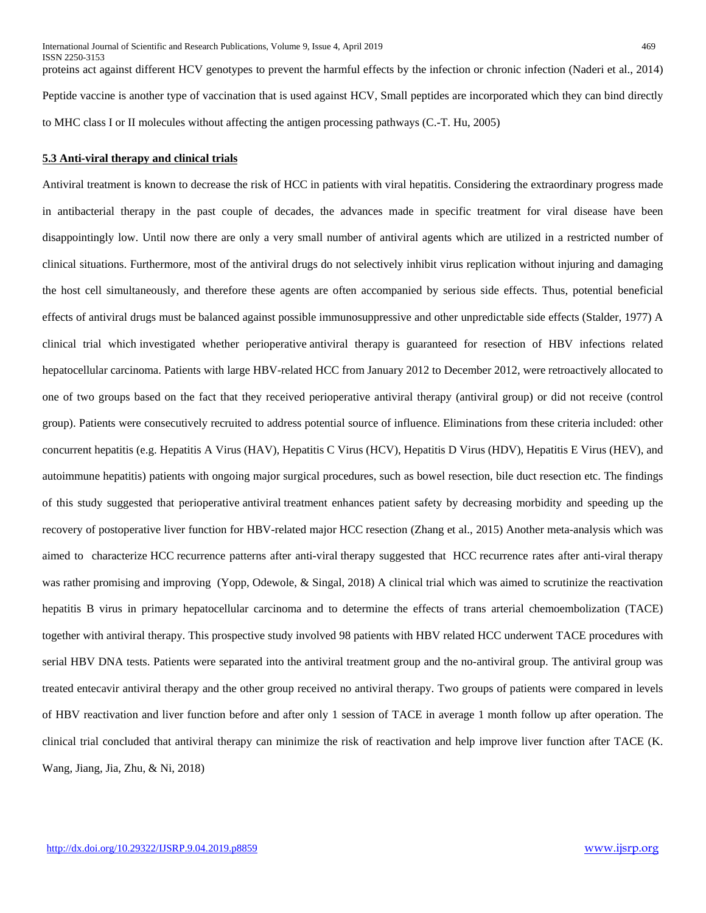proteins act against different HCV genotypes to prevent the harmful effects by the infection or chronic infection (Naderi et al., 2014) Peptide vaccine is another type of vaccination that is used against HCV, Small peptides are incorporated which they can bind directly to MHC class I or II molecules without affecting the antigen processing pathways (C.-T. Hu, 2005)

**5.3 Anti-viral therapy and clinical trials**

Antiviral treatment is known to decrease the risk of HCC in patients with viral hepatitis. Considering the extraordinary progress made in antibacterial therapy in the past couple of decades, the advances made in specific treatment for viral disease have been disappointingly low. Until now there are only a very small number of antiviral agents which are utilized in a restricted number of clinical situations. Furthermore, most of the antiviral drugs do not selectively inhibit virus replication without injuring and damaging the host cell simultaneously, and therefore these agents are often accompanied by serious side effects. Thus, potential beneficial effects of antiviral drugs must be balanced against possible immunosuppressive and other unpredictable side effects (Stalder, 1977) A clinical trial which investigated whether perioperative antiviral therapy is guaranteed for resection of HBV infections related hepatocellular carcinoma. Patients with large HBV-related HCC from January 2012 to December 2012, were retroactively allocated to one of two groups based on the fact that they received perioperative antiviral therapy (antiviral group) or did not receive (control group). Patients were consecutively recruited to address potential source of influence. Eliminations from these criteria included: other concurrent hepatitis (e.g. Hepatitis A Virus (HAV), Hepatitis C Virus (HCV), Hepatitis D Virus (HDV), Hepatitis E Virus (HEV), and autoimmune hepatitis) patients with ongoing major surgical procedures, such as bowel resection, bile duct resection etc. The findings of this study suggested that perioperative antiviral treatment enhances patient safety by decreasing morbidity and speeding up the recovery of postoperative liver function for HBV-related major HCC resection (Zhang et al., 2015) Another meta-analysis which was aimed to characterize HCC recurrence patterns after anti-viral therapy suggested that HCC recurrence rates after anti-viral therapy was rather promising and improving (Yopp, Odewole, & Singal, 2018) A clinical trial which was aimed to scrutinize the reactivation hepatitis B virus in primary hepatocellular carcinoma and to determine the effects of trans arterial chemoembolization (TACE) together with antiviral therapy. This prospective study involved 98 patients with HBV related HCC underwent TACE procedures with serial HBV DNA tests. Patients were separated into the antiviral treatment group and the no-antiviral group. The antiviral group was treated entecavir antiviral therapy and the other group received no antiviral therapy. Two groups of patients were compared in levels of HBV reactivation and liver function before and after only 1 session of TACE in average 1 month follow up after operation. The clinical trial concluded that antiviral therapy can minimize the risk of reactivation and help improve liver function after TACE (K. Wang, Jiang, Jia, Zhu, & Ni, 2018)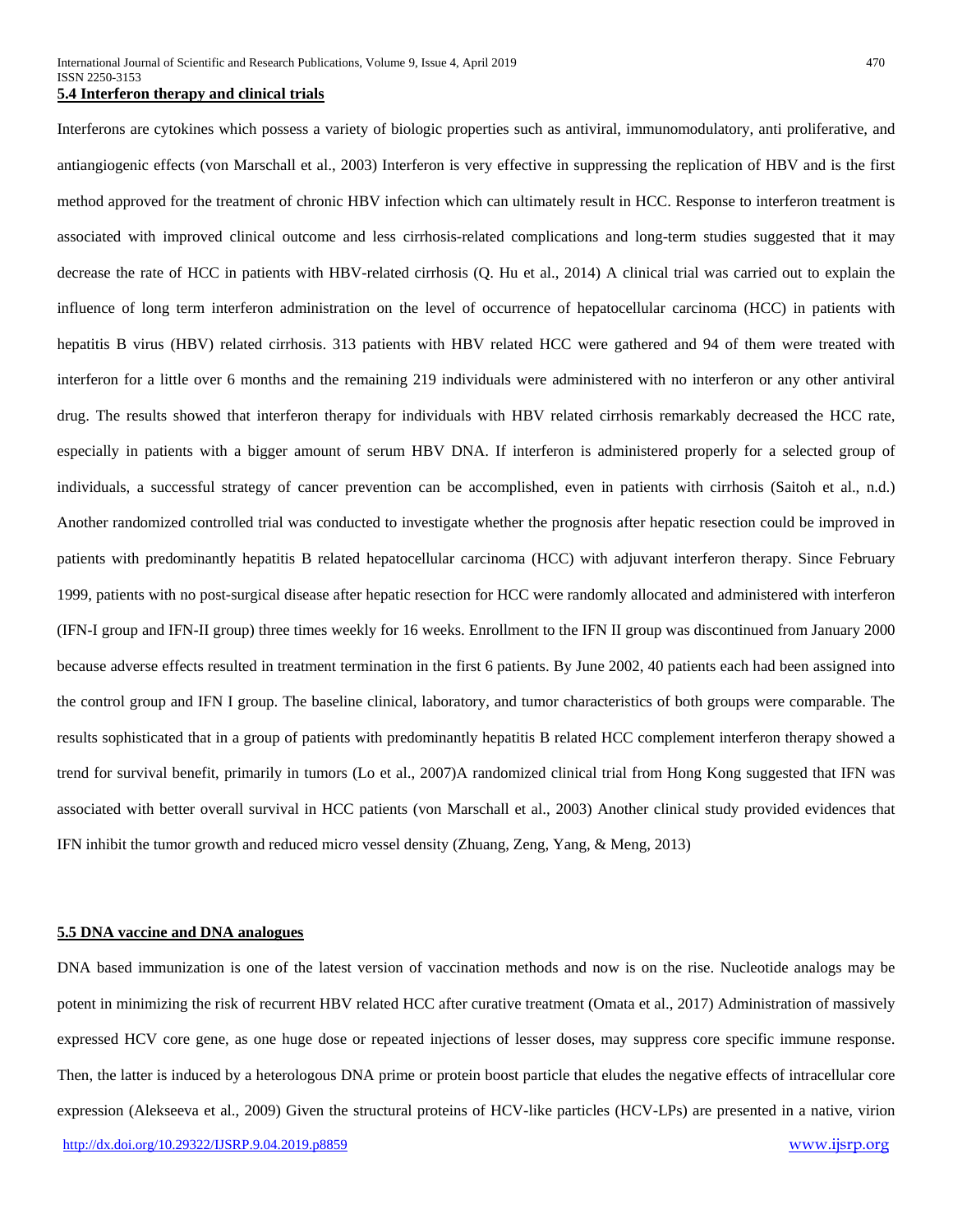### 5.4 Interferon therapy and clinical trials

Interferons are cytokines which possess a variety of biologic properties such as antiviral, immunomodulatory, anti proliferative, and antiangiogenic effects (von Marschall et al., 2003) Interferon is very effective in suppressing the replication of HBV and is the first method approved for the treatment of chronic HBV infection which can ultimately result in HCC. Response to interferon treatment is associated with improved clinical outcome and less cirrhosis-related complications and long-term studies suggested that it may decrease the rate of HCC in patients with HBV-related cirrhosis (Q. Hu et al., 2014) A clinical trial was carried out to explain the influence of long term interferon administration on the level of occurrence of hepatocellular carcinoma (HCC) in patients with hepatitis B virus (HBV) related cirrhosis. 313 patients with HBV related HCC were gathered and 94 of them were treated with interferon for a little over 6 months and the remaining 219 individuals were administered with no interferon or any other antiviral drug. The results showed that interferon therapy for individuals with HBV related cirrhosis remarkably decreased the HCC rate, especially in patients with a bigger amount of serum HBV DNA. If interferon is administered properly for a selected group of individuals, a successful strategy of cancer prevention can be accomplished, even in patients with cirrhosis (Saitoh et al., n.d.) Another randomized controlled trial was conducted to investigate whether the prognosis after hepatic resection could be improved in patients with predominantly hepatitis B related hepatocellular carcinoma (HCC) with adjuvant interferon therapy. Since February 1999, patients with no post-surgical disease after hepatic resection for HCC were randomly allocated and administered with interferon (IFN-I group and IFN-II group) three times weekly for 16 weeks. Enrollment to the IFN II group was discontinued from January 2000 because adverse effects resulted in treatment termination in the first 6 patients. By June 2002, 40 patients each had been assigned into the control group and IFN I group. The baseline clinical, laboratory, and tumor characteristics of both groups were comparable. The results sophisticated that in a group of patients with predominantly hepatitis B related HCC complement interferon therapy showed a trend for survival benefit, primarily in tumors (Lo et al., 2007)A randomized clinical trial from Hong Kong suggested that IFN was associated with better overall survival in HCC patients (von Marschall et al., 2003) Another clinical study provided evidences that IFN inhibit the tumor growth and reduced micro vessel density (Zhuang, Zeng, Yang, & Meng, 2013)

### 5.5 DNA vaccine and DNA analogues

DNA based immunization is one of the latest version of vaccination methods and now is on the rise. Nucleotide analogs may be potent in minimizing the risk of recurrent HBV related HCC after curative treatment (Omata et al., 2017) Administration of massively expressed HCV core gene, as one huge dose or repeated injections of lesser doses, may suppress core specific immune response. Then, the latter is induced by a heterologous DNA prime or protein boost particle that eludes the negative effects of intracellular core expression (Alekseeva et al., 2009) Given the structural proteins of HCV-like particles (HCV-LPs) are presented in a native, virion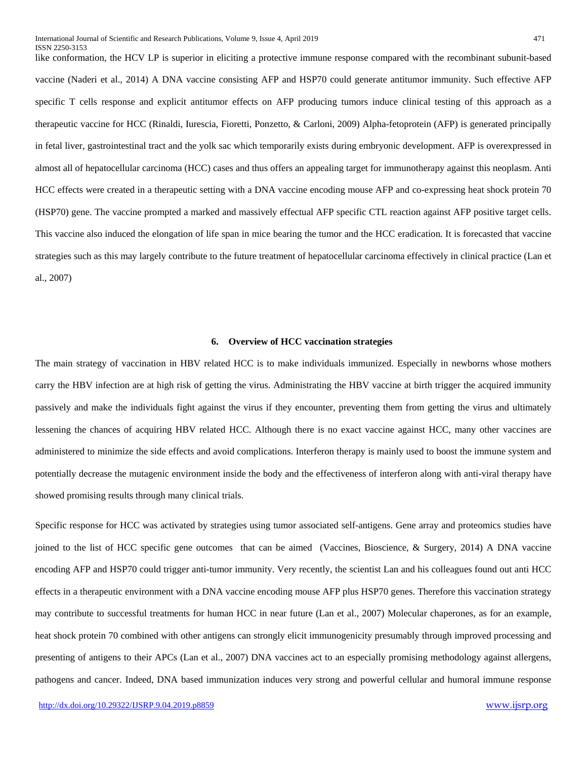like conformation, the HCV LP is superior in eliciting a protective immune response compared with the recombinant subunit-based vaccine (Naderi et al., 2014) A DNA vaccine consisting AFP and HSP70 could generate antitumor immunity. Such effective AFP specific T cells response and explicit antitumor effects on AFP producing tumors induce clinical testing of this approach as a therapeutic vaccine for HCC (Rinaldi, Iurescia, Fioretti, Ponzetto, & Carloni, 2009) Alpha-fetoprotein (AFP) is generated principally in fetal liver, gastrointestinal tract and the yolk sac which temporarily exists during embryonic development. AFP is overexpressed in almost all of hepatocellular carcinoma (HCC) cases and thus offers an appealing target for immunotherapy against this neoplasm. Anti HCC effects were created in a therapeutic setting with a DNA vaccine encoding mouse AFP and co-expressing heat shock protein 70 (HSP70) gene. The vaccine prompted a marked and massively effectual AFP specific CTL reaction against AFP positive target cells. This vaccine also induced the elongation of life span in mice bearing the tumor and the HCC eradication. It is forecasted that vaccine strategies such as this may largely contribute to the future treatment of hepatocellular carcinoma effectively in clinical practice (Lan et al., 2007)

## 6. Overview of HCC vaccination strategies

The main strategy of vaccination in HBV related HCC is to make individuals immunized. Especially in newborns whose mothers carry the HBV infection are at high risk of getting the virus. Administrating the HBV vaccine at birth trigger the acquired immunity passively and make the individuals fight against the virus if they encounter, preventing them from getting the virus and ultimately lessening the chances of acquiring HBV related HCC. Although there is no exact vaccine against HCC, many other vaccines are administered to minimize the side effects and avoid complications. Interferon therapy is mainly used to boost the immune system and potentially decrease the mutagenic environment inside the body and the effectiveness of interferon along with anti-viral therapy have showed promising results through many clinical trials.

Specific response for HCC was activated by strategies using tumor associated self-antigens. Gene array and proteomics studies have joined to the list of HCC specific gene outcomes that can be aimed (Vaccines, Bioscience, & Surgery, 2014) A DNA vaccine encoding AFP and HSP70 could trigger anti-tumor immunity. Very recently, the scientist Lan and his colleagues found out anti HCC effects in a therapeutic environment with a DNA vaccine encoding mouse AFP plus HSP70 genes. Therefore this vaccination strategy may contribute to successful treatments for human HCC in near future (Lan et al., 2007) Molecular chaperones, as for an example, heat shock protein 70 combined with other antigens can strongly elicit immunogenicity presumably through improved processing and presenting of antigens to their APCs (Lan et al., 2007) DNA vaccines act to an especially promising methodology against allergens, pathogens and cancer. Indeed, DNA based immunization induces very strong and powerful cellular and humoral immune response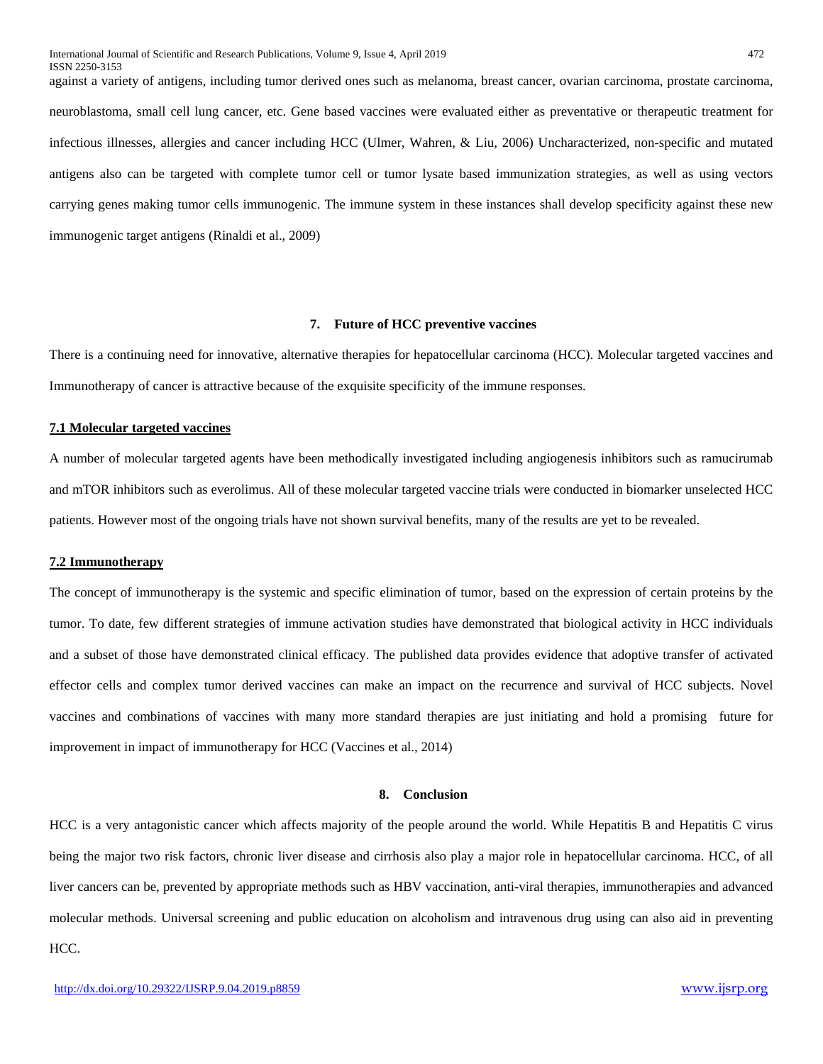against a variety of antigens, including tumor derived ones such as melanoma, breast cancer, ovarian carcinoma, prostate carcinoma, neuroblastoma, small cell lung cancer, etc. Gene based vaccines were evaluated either as preventative or therapeutic treatment for infectious illnesses, allergies and cancer including HCC (Ulmer, Wahren, & Liu, 2006) Uncharacterized, non-specific and mutated antigens also can be targeted with complete tumor cell or tumor lysate based immunization strategies, as well as using vectors carrying genes making tumor cells immunogenic. The immune system in these instances shall develop specificity against these new immunogenic target antigens (Rinaldi et al., 2009)

## 7. Future of HCC preventive vaccines

There is a continuing need for innovative, alternative therapies for hepatocellular carcinoma (HCC). Molecular targeted vaccines and Immunotherapy of cancer is attractive because of the exquisite specificity of the immune responses.

### 7.1 Molecular targeted vaccines

A number of molecular targeted agents have been methodically investigated including angiogenesis inhibitors such as ramucirumab and mTOR inhibitors such as everolimus. All of these molecular targeted vaccine trials were conducted in biomarker unselected HCC patients. However most of the ongoing trials have not shown survival benefits, many of the results are yet to be revealed.

### 7.2 Immunotherapy

The concept of immunotherapy is the systemic and specific elimination of tumor, based on the expression of certain proteins by the tumor. To date, few different strategies of immune activation studies have demonstrated that biological activity in HCC individuals and a subset of those have demonstrated clinical efficacy. The published data provides evidence that adoptive transfer of activated effector cells and complex tumor derived vaccines can make an impact on the recurrence and survival of HCC subjects. Novel vaccines and combinations of vaccines with many more standard therapies are just initiating and hold a promising future for improvement in impact of immunotherapy for HCC (Vaccines et al., 2014)

## 8. Conclusion

HCC is a very antagonistic cancer which affects majority of the people around the world. While Hepatitis B and Hepatitis C virus being the major two risk factors, chronic liver disease and cirrhosis also play a major role in hepatocellular carcinoma. HCC, of all liver cancers can be, prevented by appropriate methods such as HBV vaccination, anti-viral therapies, immunotherapies and advanced molecular methods. Universal screening and public education on alcoholism and intravenous drug using can also aid in preventing HCC.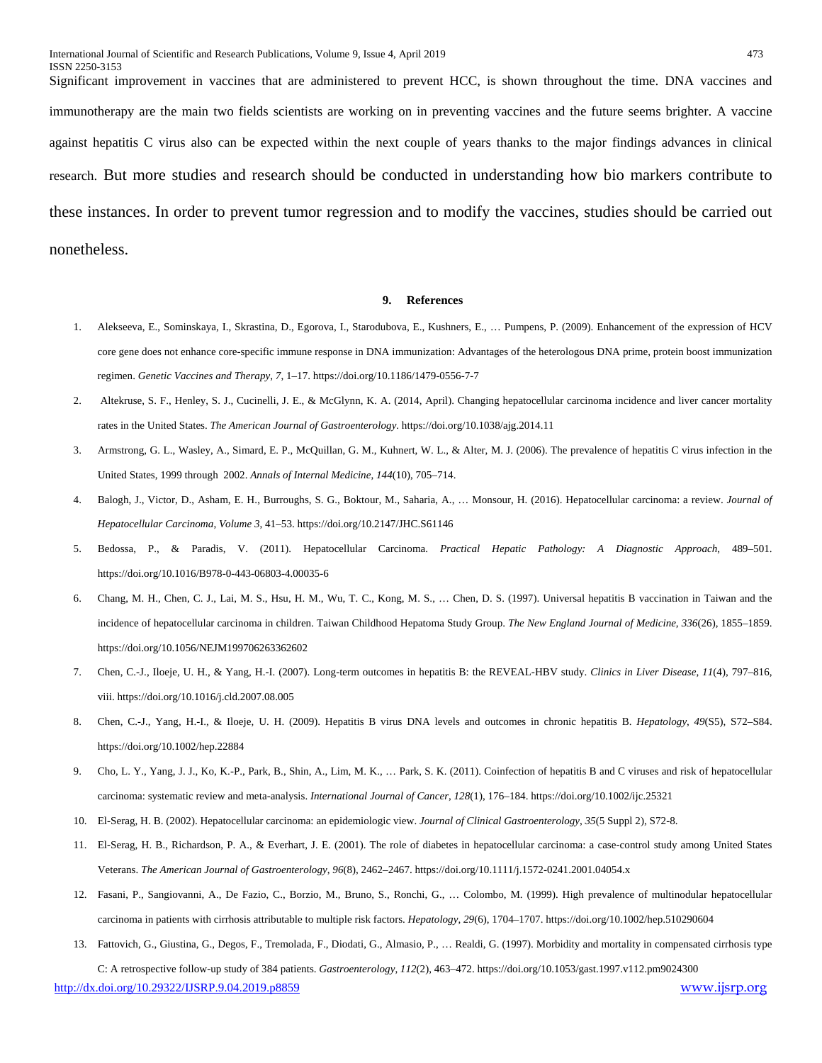Significant improvement in vaccines that are administered to prevent HCC, is shown throughout the time. DNA vaccines and immunotherapy are the main two fields scientists are working on in preventing vaccines and the future seems brighter. A vaccine against hepatitis C virus also can be expected within the next couple of years thanks to the major findings advances in clinical research. But more studies and research should be conducted in understanding how bio markers contribute to these instances. In order to prevent tumor regression and to modify the vaccines, studies should be carried out nonetheless.

## 9. References

1. Alekseeva, E., Sominskaya, I., Skrastina, D., Egorova, I., Starodubova, E., Kushners, E., … Pumpens, P. (2009). Enhancement of the expression of HCV core gene does not enhance core-specific immune response in DNA immunization: Advantages of the heterologous DNA prime, protein boost immunization regimen. *Genetic Vaccines and Therapy*, *7*, 1–17. https://doi.org/10.1186/1479-0556-7-7
2. Altekruse, S. F., Henley, S. J., Cucinelli, J. E., & McGlynn, K. A. (2014, April). Changing hepatocellular carcinoma incidence and liver cancer mortality rates in the United States. *The American Journal of Gastroenterology*. https://doi.org/10.1038/ajg.2014.11
3. Armstrong, G. L., Wasley, A., Simard, E. P., McQuillan, G. M., Kuhnert, W. L., & Alter, M. J. (2006). The prevalence of hepatitis C virus infection in the United States, 1999 through 2002. *Annals of Internal Medicine*, *144*(10), 705–714.
4. Balogh, J., Victor, D., Asham, E. H., Burroughs, S. G., Boktour, M., Saharia, A., … Monsour, H. (2016). Hepatocellular carcinoma: a review. *Journal of Hepatocellular Carcinoma*, *Volume 3*, 41–53. https://doi.org/10.2147/JHC.S61146
5. Bedossa, P., & Paradis, V. (2011). Hepatocellular Carcinoma. *Practical Hepatic Pathology: A Diagnostic Approach*, 489–501. https://doi.org/10.1016/B978-0-443-06803-4.00035-6
6. Chang, M. H., Chen, C. J., Lai, M. S., Hsu, H. M., Wu, T. C., Kong, M. S., … Chen, D. S. (1997). Universal hepatitis B vaccination in Taiwan and the incidence of hepatocellular carcinoma in children. Taiwan Childhood Hepatoma Study Group. *The New England Journal of Medicine*, *336*(26), 1855–1859. https://doi.org/10.1056/NEJM199706263362602
7. Chen, C.-J., Iloeje, U. H., & Yang, H.-I. (2007). Long-term outcomes in hepatitis B: the REVEAL-HBV study. *Clinics in Liver Disease*, *11*(4), 797–816, viii. https://doi.org/10.1016/j.cld.2007.08.005
8. Chen, C.-J., Yang, H.-I., & Iloeje, U. H. (2009). Hepatitis B virus DNA levels and outcomes in chronic hepatitis B. *Hepatology*, *49*(S5), S72–S84. https://doi.org/10.1002/hep.22884
9. Cho, L. Y., Yang, J. J., Ko, K.-P., Park, B., Shin, A., Lim, M. K., … Park, S. K. (2011). Coinfection of hepatitis B and C viruses and risk of hepatocellular carcinoma: systematic review and meta-analysis. *International Journal of Cancer*, *128*(1), 176–184. https://doi.org/10.1002/ijc.25321
10. El-Serag, H. B. (2002). Hepatocellular carcinoma: an epidemiologic view. *Journal of Clinical Gastroenterology*, *35*(5 Suppl 2), S72-8.
11. El-Serag, H. B., Richardson, P. A., & Everhart, J. E. (2001). The role of diabetes in hepatocellular carcinoma: a case-control study among United States Veterans. *The American Journal of Gastroenterology*, *96*(8), 2462–2467. https://doi.org/10.1111/j.1572-0241.2001.04054.x
12. Fasani, P., Sangiovanni, A., De Fazio, C., Borzio, M., Bruno, S., Ronchi, G., … Colombo, M. (1999). High prevalence of multinodular hepatocellular carcinoma in patients with cirrhosis attributable to multiple risk factors. *Hepatology*, *29*(6), 1704–1707. https://doi.org/10.1002/hep.510290604
13. Fattovich, G., Giustina, G., Degos, F., Tremolada, F., Diodati, G., Almasio, P., … Realdi, G. (1997). Morbidity and mortality in compensated cirrhosis type C: A retrospective follow-up study of 384 patients. *Gastroenterology*, *112*(2), 463–472. https://doi.org/10.1053/gast.1997.v112.pm9024300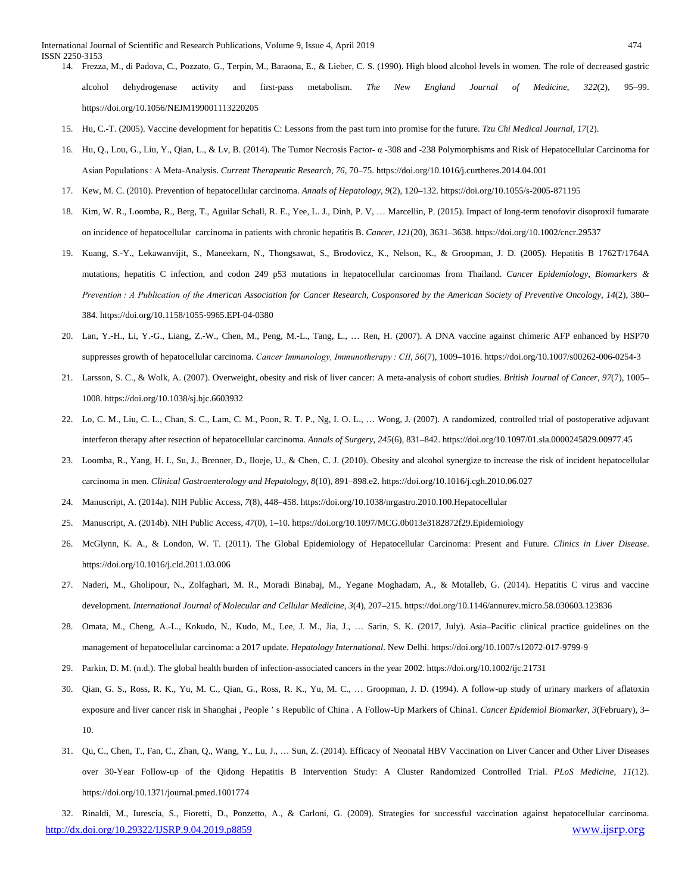14. Frezza, M., di Padova, C., Pozzato, G., Terpin, M., Baraona, E., & Lieber, C. S. (1990). High blood alcohol levels in women. The role of decreased gastric alcohol dehydrogenase activity and first-pass metabolism. *The New England Journal of Medicine*, *322*(2), 95–99. https://doi.org/10.1056/NEJM199001113220205
15. Hu, C.-T. (2005). Vaccine development for hepatitis C: Lessons from the past turn into promise for the future. *Tzu Chi Medical Journal*, *17*(2).
16. Hu, Q., Lou, G., Liu, Y., Qian, L., & Lv, B. (2014). The Tumor Necrosis Factor- α -308 and -238 Polymorphisms and Risk of Hepatocellular Carcinoma for Asian Populations : A Meta-Analysis. *Current Therapeutic Research*, *76*, 70–75. https://doi.org/10.1016/j.curtheres.2014.04.001
17. Kew, M. C. (2010). Prevention of hepatocellular carcinoma. *Annals of Hepatology*, *9*(2), 120–132. https://doi.org/10.1055/s-2005-871195
18. Kim, W. R., Loomba, R., Berg, T., Aguilar Schall, R. E., Yee, L. J., Dinh, P. V, … Marcellin, P. (2015). Impact of long-term tenofovir disoproxil fumarate on incidence of hepatocellular carcinoma in patients with chronic hepatitis B. *Cancer*, *121*(20), 3631–3638. https://doi.org/10.1002/cncr.29537
19. Kuang, S.-Y., Lekawanvijit, S., Maneekarn, N., Thongsawat, S., Brodovicz, K., Nelson, K., & Groopman, J. D. (2005). Hepatitis B 1762T/1764A mutations, hepatitis C infection, and codon 249 p53 mutations in hepatocellular carcinomas from Thailand. *Cancer Epidemiology, Biomarkers & Prevention : A Publication of the American Association for Cancer Research, Cosponsored by the American Society of Preventive Oncology*, *14*(2), 380–384. https://doi.org/10.1158/1055-9965.EPI-04-0380
20. Lan, Y.-H., Li, Y.-G., Liang, Z.-W., Chen, M., Peng, M.-L., Tang, L., … Ren, H. (2007). A DNA vaccine against chimeric AFP enhanced by HSP70 suppresses growth of hepatocellular carcinoma. *Cancer Immunology, Immunotherapy : CII*, *56*(7), 1009–1016. https://doi.org/10.1007/s00262-006-0254-3
21. Larsson, S. C., & Wolk, A. (2007). Overweight, obesity and risk of liver cancer: A meta-analysis of cohort studies. *British Journal of Cancer*, *97*(7), 1005–1008. https://doi.org/10.1038/sj.bjc.6603932
22. Lo, C. M., Liu, C. L., Chan, S. C., Lam, C. M., Poon, R. T. P., Ng, I. O. L., … Wong, J. (2007). A randomized, controlled trial of postoperative adjuvant interferon therapy after resection of hepatocellular carcinoma. *Annals of Surgery*, *245*(6), 831–842. https://doi.org/10.1097/01.sla.0000245829.00977.45
23. Loomba, R., Yang, H. I., Su, J., Brenner, D., Iloeje, U., & Chen, C. J. (2010). Obesity and alcohol synergize to increase the risk of incident hepatocellular carcinoma in men. *Clinical Gastroenterology and Hepatology*, *8*(10), 891–898.e2. https://doi.org/10.1016/j.cgh.2010.06.027
24. Manuscript, A. (2014a). NIH Public Access, *7*(8), 448–458. https://doi.org/10.1038/nrgastro.2010.100.Hepatocellular
25. Manuscript, A. (2014b). NIH Public Access, *47*(0), 1–10. https://doi.org/10.1097/MCG.0b013e3182872f29.Epidemiology
26. McGlynn, K. A., & London, W. T. (2011). The Global Epidemiology of Hepatocellular Carcinoma: Present and Future. *Clinics in Liver Disease*. https://doi.org/10.1016/j.cld.2011.03.006
27. Naderi, M., Gholipour, N., Zolfaghari, M. R., Moradi Binabaj, M., Yegane Moghadam, A., & Motalleb, G. (2014). Hepatitis C virus and vaccine development. *International Journal of Molecular and Cellular Medicine*, *3*(4), 207–215. https://doi.org/10.1146/annurev.micro.58.030603.123836
28. Omata, M., Cheng, A.-L., Kokudo, N., Kudo, M., Lee, J. M., Jia, J., … Sarin, S. K. (2017, July). Asia–Pacific clinical practice guidelines on the management of hepatocellular carcinoma: a 2017 update. *Hepatology International*. New Delhi. https://doi.org/10.1007/s12072-017-9799-9
29. Parkin, D. M. (n.d.). The global health burden of infection-associated cancers in the year 2002. https://doi.org/10.1002/ijc.21731
30. Qian, G. S., Ross, R. K., Yu, M. C., Qian, G., Ross, R. K., Yu, M. C., … Groopman, J. D. (1994). A follow-up study of urinary markers of aflatoxin exposure and liver cancer risk in Shanghai , People ' s Republic of China . A Follow-Up Markers of China1. *Cancer Epidemiol Biomarker*, *3*(February), 3–10.
31. Qu, C., Chen, T., Fan, C., Zhan, Q., Wang, Y., Lu, J., … Sun, Z. (2014). Efficacy of Neonatal HBV Vaccination on Liver Cancer and Other Liver Diseases over 30-Year Follow-up of the Qidong Hepatitis B Intervention Study: A Cluster Randomized Controlled Trial. *PLoS Medicine*, *11*(12). https://doi.org/10.1371/journal.pmed.1001774
32. Rinaldi, M., Iurescia, S., Fioretti, D., Ponzetto, A., & Carloni, G. (2009). Strategies for successful vaccination against hepatocellular carcinoma.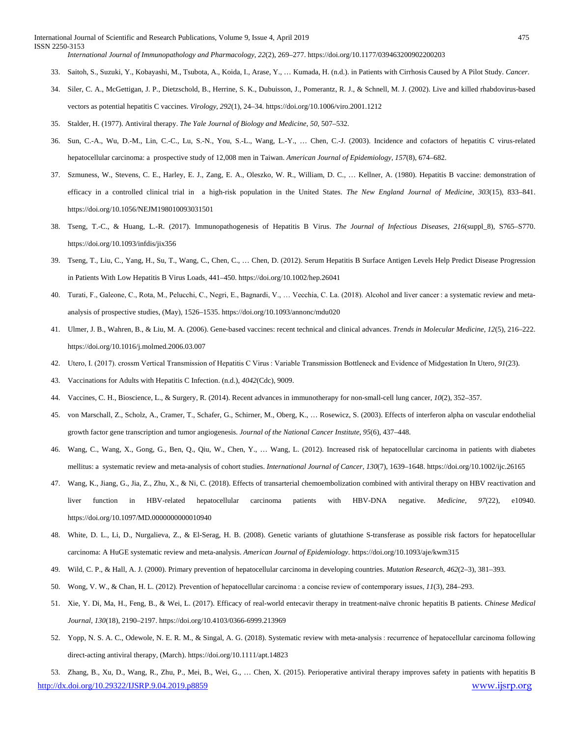*International Journal of Immunopathology and Pharmacology*, *22*(2), 269–277. https://doi.org/10.1177/039463200902200203

33. Saitoh, S., Suzuki, Y., Kobayashi, M., Tsubota, A., Koida, I., Arase, Y., … Kumada, H. (n.d.). in Patients with Cirrhosis Caused by A Pilot Study. *Cancer*.

34. Siler, C. A., McGettigan, J. P., Dietzschold, B., Herrine, S. K., Dubuisson, J., Pomerantz, R. J., & Schnell, M. J. (2002). Live and killed rhabdovirus-based vectors as potential hepatitis C vaccines. *Virology*, *292*(1), 24–34. https://doi.org/10.1006/viro.2001.1212

35. Stalder, H. (1977). Antiviral therapy. *The Yale Journal of Biology and Medicine*, *50*, 507–532.

36. Sun, C.-A., Wu, D.-M., Lin, C.-C., Lu, S.-N., You, S.-L., Wang, L.-Y., … Chen, C.-J. (2003). Incidence and cofactors of hepatitis C virus-related hepatocellular carcinoma: a prospective study of 12,008 men in Taiwan. *American Journal of Epidemiology*, *157*(8), 674–682.

37. Szmuness, W., Stevens, C. E., Harley, E. J., Zang, E. A., Oleszko, W. R., William, D. C., … Kellner, A. (1980). Hepatitis B vaccine: demonstration of efficacy in a controlled clinical trial in a high-risk population in the United States. *The New England Journal of Medicine*, *303*(15), 833–841. https://doi.org/10.1056/NEJM198010093031501

38. Tseng, T.-C., & Huang, L.-R. (2017). Immunopathogenesis of Hepatitis B Virus. *The Journal of Infectious Diseases*, *216*(suppl_8), S765–S770. https://doi.org/10.1093/infdis/jix356

39. Tseng, T., Liu, C., Yang, H., Su, T., Wang, C., Chen, C., … Chen, D. (2012). Serum Hepatitis B Surface Antigen Levels Help Predict Disease Progression in Patients With Low Hepatitis B Virus Loads, 441–450. https://doi.org/10.1002/hep.26041

40. Turati, F., Galeone, C., Rota, M., Pelucchi, C., Negri, E., Bagnardi, V., … Vecchia, C. La. (2018). Alcohol and liver cancer : a systematic review and meta-analysis of prospective studies, (May), 1526–1535. https://doi.org/10.1093/annonc/mdu020

41. Ulmer, J. B., Wahren, B., & Liu, M. A. (2006). Gene-based vaccines: recent technical and clinical advances. *Trends in Molecular Medicine*, *12*(5), 216–222. https://doi.org/10.1016/j.molmed.2006.03.007

42. Utero, I. (2017). crossm Vertical Transmission of Hepatitis C Virus : Variable Transmission Bottleneck and Evidence of Midgestation In Utero, *91*(23).

43. Vaccinations for Adults with Hepatitis C Infection. (n.d.), *4042*(Cdc), 9009.

44. Vaccines, C. H., Bioscience, L., & Surgery, R. (2014). Recent advances in immunotherapy for non-small-cell lung cancer, *10*(2), 352–357.

45. von Marschall, Z., Scholz, A., Cramer, T., Schafer, G., Schirner, M., Oberg, K., … Rosewicz, S. (2003). Effects of interferon alpha on vascular endothelial growth factor gene transcription and tumor angiogenesis. *Journal of the National Cancer Institute*, *95*(6), 437–448.

46. Wang, C., Wang, X., Gong, G., Ben, Q., Qiu, W., Chen, Y., … Wang, L. (2012). Increased risk of hepatocellular carcinoma in patients with diabetes mellitus: a systematic review and meta-analysis of cohort studies. *International Journal of Cancer*, *130*(7), 1639–1648. https://doi.org/10.1002/ijc.26165

47. Wang, K., Jiang, G., Jia, Z., Zhu, X., & Ni, C. (2018). Effects of transarterial chemoembolization combined with antiviral therapy on HBV reactivation and liver function in HBV-related hepatocellular carcinoma patients with HBV-DNA negative. *Medicine*, *97*(22), e10940. https://doi.org/10.1097/MD.0000000000010940

48. White, D. L., Li, D., Nurgalieva, Z., & El-Serag, H. B. (2008). Genetic variants of glutathione S-transferase as possible risk factors for hepatocellular carcinoma: A HuGE systematic review and meta-analysis. *American Journal of Epidemiology*. https://doi.org/10.1093/aje/kwm315

49. Wild, C. P., & Hall, A. J. (2000). Primary prevention of hepatocellular carcinoma in developing countries. *Mutation Research*, *462*(2–3), 381–393.

50. Wong, V. W., & Chan, H. L. (2012). Prevention of hepatocellular carcinoma : a concise review of contemporary issues, *11*(3), 284–293.

51. Xie, Y. Di, Ma, H., Feng, B., & Wei, L. (2017). Efficacy of real-world entecavir therapy in treatment-naïve chronic hepatitis B patients. *Chinese Medical Journal*, *130*(18), 2190–2197. https://doi.org/10.4103/0366-6999.213969

52. Yopp, N. S. A. C., Odewole, N. E. R. M., & Singal, A. G. (2018). Systematic review with meta-analysis : recurrence of hepatocellular carcinoma following direct-acting antiviral therapy, (March). https://doi.org/10.1111/apt.14823

53. Zhang, B., Xu, D., Wang, R., Zhu, P., Mei, B., Wei, G., … Chen, X. (2015). Perioperative antiviral therapy improves safety in patients with hepatitis B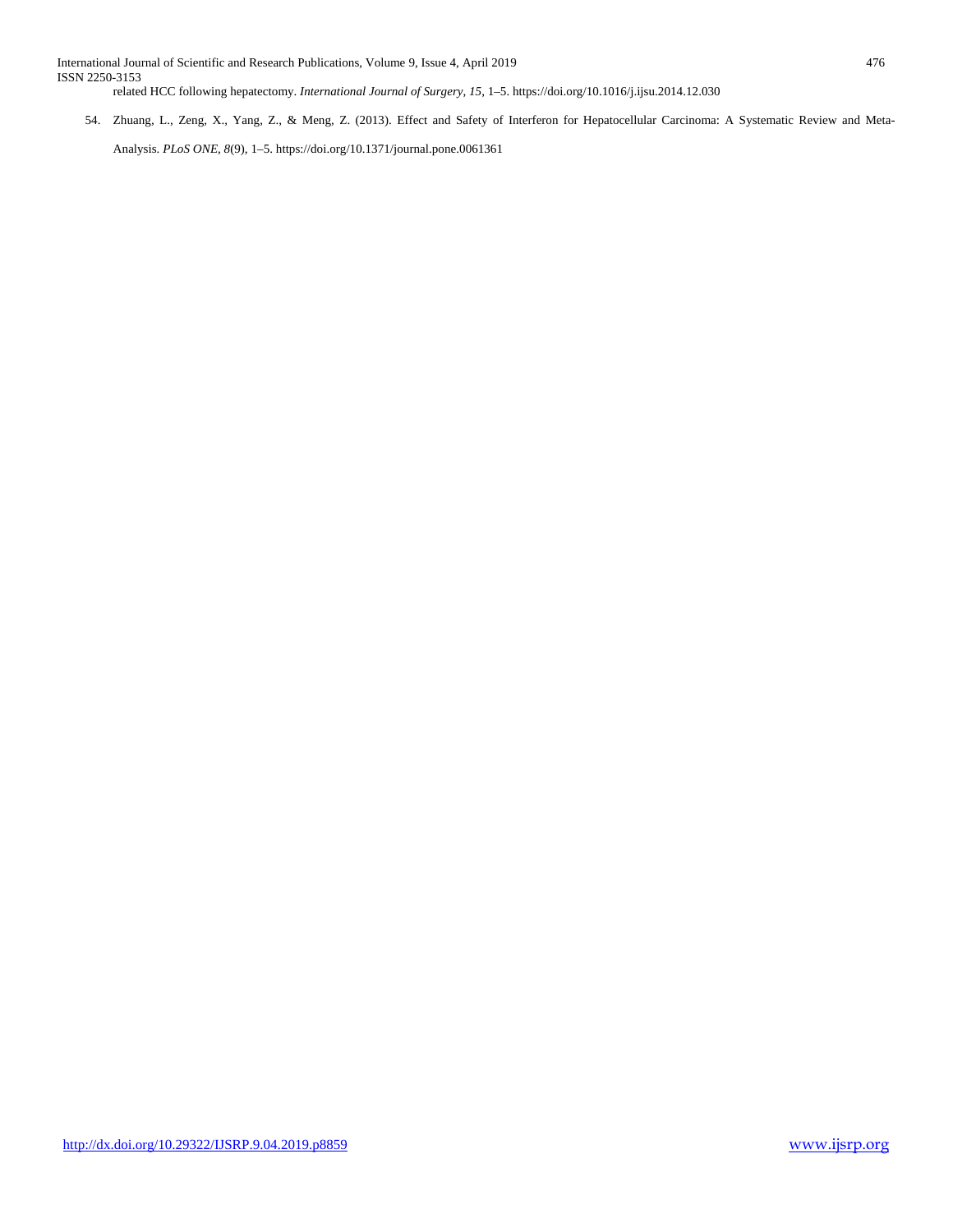related HCC following hepatectomy. *International Journal of Surgery*, *15*, 1–5. https://doi.org/10.1016/j.ijsu.2014.12.030

54. Zhuang, L., Zeng, X., Yang, Z., & Meng, Z. (2013). Effect and Safety of Interferon for Hepatocellular Carcinoma: A Systematic Review and Meta-Analysis. *PLoS ONE*, *8*(9), 1–5. https://doi.org/10.1371/journal.pone.0061361